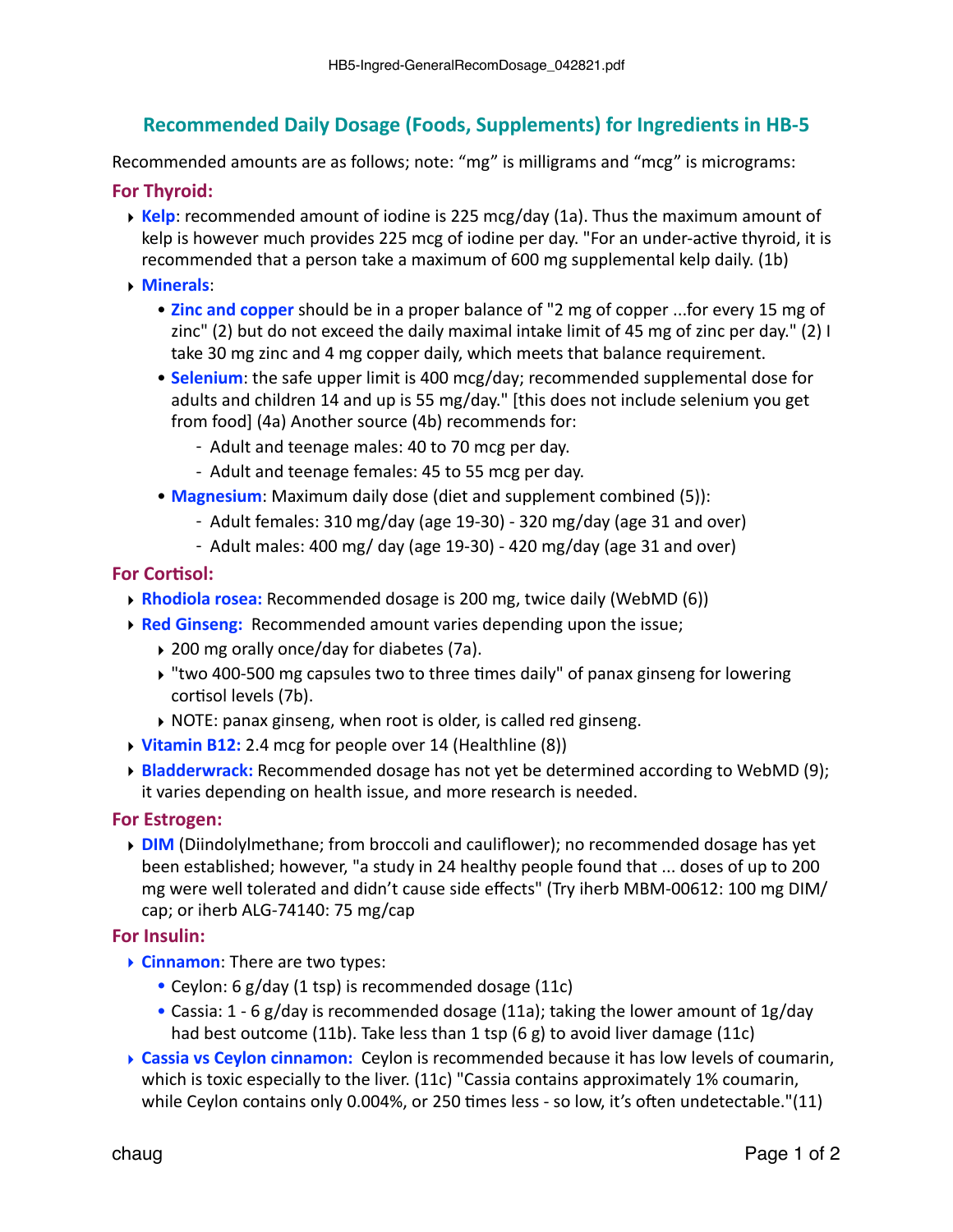# Recommended Daily Dosage (Foods, Supplements) for Ingredients in HB-5

Recommended amounts are as follows; note: "mg" is milligrams and "mcg" is micrograms:

## For Thyroid:

- **Kelp**: recommended amount of iodine is 225 mcg/day (1a). Thus the maximum amount of kelp is however much provides 225 mcg of iodine per day. "For an under-active thyroid, it is recommended that a person take a maximum of 600 mg supplemental kelp daily. (1b)
- **Minerals**:
  - **Zinc and copper** should be in a proper balance of "2 mg of copper ...for every 15 mg of zinc" (2) but do not exceed the daily maximal intake limit of 45 mg of zinc per day." (2) I take 30 mg zinc and 4 mg copper daily, which meets that balance requirement.
  - **Selenium**: the safe upper limit is 400 mcg/day; recommended supplemental dose for adults and children 14 and up is 55 mg/day." [this does not include selenium you get from food] (4a) Another source (4b) recommends for:
    - Adult and teenage males: 40 to 70 mcg per day.
    - Adult and teenage females: 45 to 55 mcg per day.
  - **Magnesium**: Maximum daily dose (diet and supplement combined (5)):
    - Adult females: 310 mg/day (age 19-30) - 320 mg/day (age 31 and over)
    - Adult males: 400 mg/ day (age 19-30) - 420 mg/day (age 31 and over)

## For Cortisol:

- **Rhodiola rosea:** Recommended dosage is 200 mg, twice daily (WebMD (6))
- **Red Ginseng:** Recommended amount varies depending upon the issue;
  - 200 mg orally once/day for diabetes (7a).
  - "two 400-500 mg capsules two to three times daily" of panax ginseng for lowering cortisol levels (7b).
  - NOTE: panax ginseng, when root is older, is called red ginseng.
- **Vitamin B12:** 2.4 mcg for people over 14 (Healthline (8))
- **Bladderwrack:** Recommended dosage has not yet be determined according to WebMD (9); it varies depending on health issue, and more research is needed.

## For Estrogen:

- **DIM** (Diindolylmethane; from broccoli and cauliflower); no recommended dosage has yet been established; however, "a study in 24 healthy people found that ... doses of up to 200 mg were well tolerated and didn't cause side effects" (Try iherb MBM-00612: 100 mg DIM/cap; or iherb ALG-74140: 75 mg/cap

## For Insulin:

- **Cinnamon**: There are two types:
  - Ceylon: 6 g/day (1 tsp) is recommended dosage (11c)
  - Cassia: 1 - 6 g/day is recommended dosage (11a); taking the lower amount of 1g/day had best outcome (11b). Take less than 1 tsp (6 g) to avoid liver damage (11c)
- **Cassia vs Ceylon cinnamon:** Ceylon is recommended because it has low levels of coumarin, which is toxic especially to the liver. (11c) "Cassia contains approximately 1% coumarin, while Ceylon contains only 0.004%, or 250 times less - so low, it's often undetectable."(11)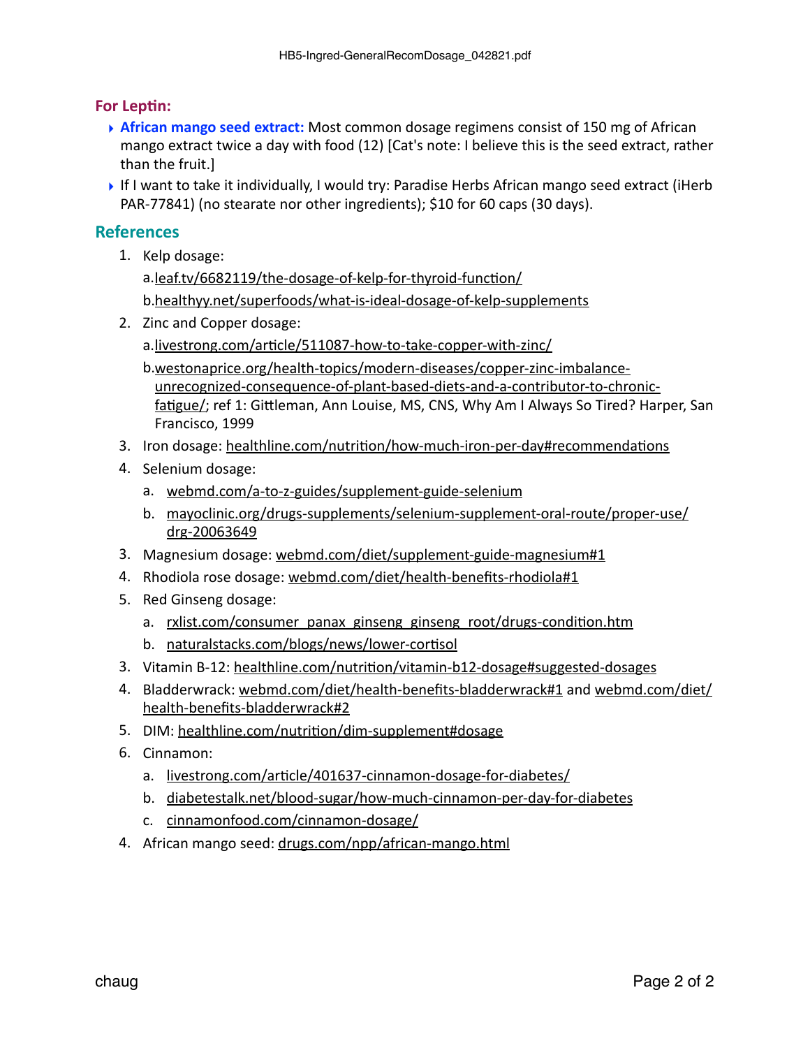### For Leptin:

- **African mango seed extract:** Most common dosage regimens consist of 150 mg of African mango extract twice a day with food (12) [Cat's note: I believe this is the seed extract, rather than the fruit.]
- If I want to take it individually, I would try: Paradise Herbs African mango seed extract (iHerb PAR-77841) (no stearate nor other ingredients); $10 for 60 caps (30 days).

## References

1. Kelp dosage:
   a. leaf.tv/6682119/the-dosage-of-kelp-for-thyroid-function/
   b. healthyy.net/superfoods/what-is-ideal-dosage-of-kelp-supplements
2. Zinc and Copper dosage:
   a. livestrong.com/article/511087-how-to-take-copper-with-zinc/
   b. westonaprice.org/health-topics/modern-diseases/copper-zinc-imbalance-unrecognized-consequence-of-plant-based-diets-and-a-contributor-to-chronic-fatigue/; ref 1: Gittleman, Ann Louise, MS, CNS, Why Am I Always So Tired? Harper, San Francisco, 1999
3. Iron dosage: healthline.com/nutrition/how-much-iron-per-day#recommendations
4. Selenium dosage:
   a. webmd.com/a-to-z-guides/supplement-guide-selenium
   b. mayoclinic.org/drugs-supplements/selenium-supplement-oral-route/proper-use/drg-20063649

3. Magnesium dosage: webmd.com/diet/supplement-guide-magnesium#1
4. Rhodiola rose dosage: webmd.com/diet/health-benefits-rhodiola#1
5. Red Ginseng dosage:
   a. rxlist.com/consumer_panax_ginseng_ginseng_root/drugs-condition.htm
   b. naturalstacks.com/blogs/news/lower-cortisol

3. Vitamin B-12: healthline.com/nutrition/vitamin-b12-dosage#suggested-dosages
4. Bladderwrack: webmd.com/diet/health-benefits-bladderwrack#1 and webmd.com/diet/health-benefits-bladderwrack#2
5. DIM: healthline.com/nutrition/dim-supplement#dosage
6. Cinnamon:
   a. livestrong.com/article/401637-cinnamon-dosage-for-diabetes/
   b. diabetestalk.net/blood-sugar/how-much-cinnamon-per-day-for-diabetes
   c. cinnamonfood.com/cinnamon-dosage/

4. African mango seed: drugs.com/npp/african-mango.html